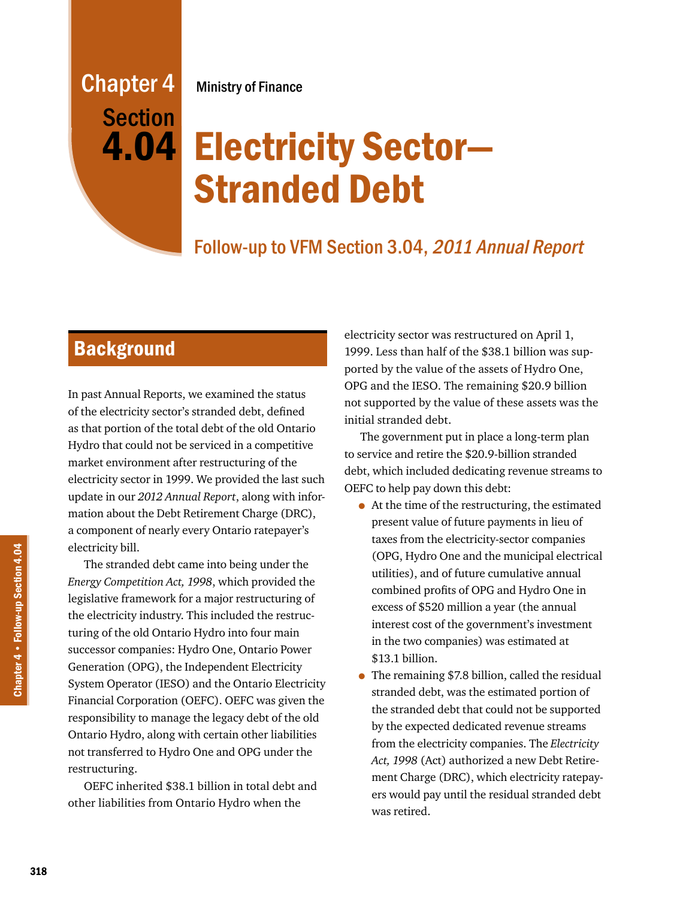# Chapter 4 Section 4.04

Ministry of Finance

# Electricity Sector—Stranded Debt

## Follow-up to VFM Section 3.04, *2011 Annual Report*

## Background

In past Annual Reports, we examined the status of the electricity sector's stranded debt, defined as that portion of the total debt of the old Ontario Hydro that could not be serviced in a competitive market environment after restructuring of the electricity sector in 1999. We provided the last such update in our *2012 Annual Report*, along with information about the Debt Retirement Charge (DRC), a component of nearly every Ontario ratepayer's electricity bill.

The stranded debt came into being under the *Energy Competition Act, 1998*, which provided the legislative framework for a major restructuring of the electricity industry. This included the restructuring of the old Ontario Hydro into four main successor companies: Hydro One, Ontario Power Generation (OPG), the Independent Electricity System Operator (IESO) and the Ontario Electricity Financial Corporation (OEFC). OEFC was given the responsibility to manage the legacy debt of the old Ontario Hydro, along with certain other liabilities not transferred to Hydro One and OPG under the restructuring.

OEFC inherited $38.1 billion in total debt and other liabilities from Ontario Hydro when the electricity sector was restructured on April 1, 1999. Less than half of the $38.1 billion was supported by the value of the assets of Hydro One, OPG and the IESO. The remaining $20.9 billion not supported by the value of these assets was the initial stranded debt.

The government put in place a long-term plan to service and retire the $20.9-billion stranded debt, which included dedicating revenue streams to OEFC to help pay down this debt:

- At the time of the restructuring, the estimated present value of future payments in lieu of taxes from the electricity-sector companies (OPG, Hydro One and the municipal electrical utilities), and of future cumulative annual combined profits of OPG and Hydro One in excess of $520 million a year (the annual interest cost of the government's investment in the two companies) was estimated at $13.1 billion.
- The remaining $7.8 billion, called the residual stranded debt, was the estimated portion of the stranded debt that could not be supported by the expected dedicated revenue streams from the electricity companies. The *Electricity Act, 1998* (Act) authorized a new Debt Retirement Charge (DRC), which electricity ratepayers would pay until the residual stranded debt was retired.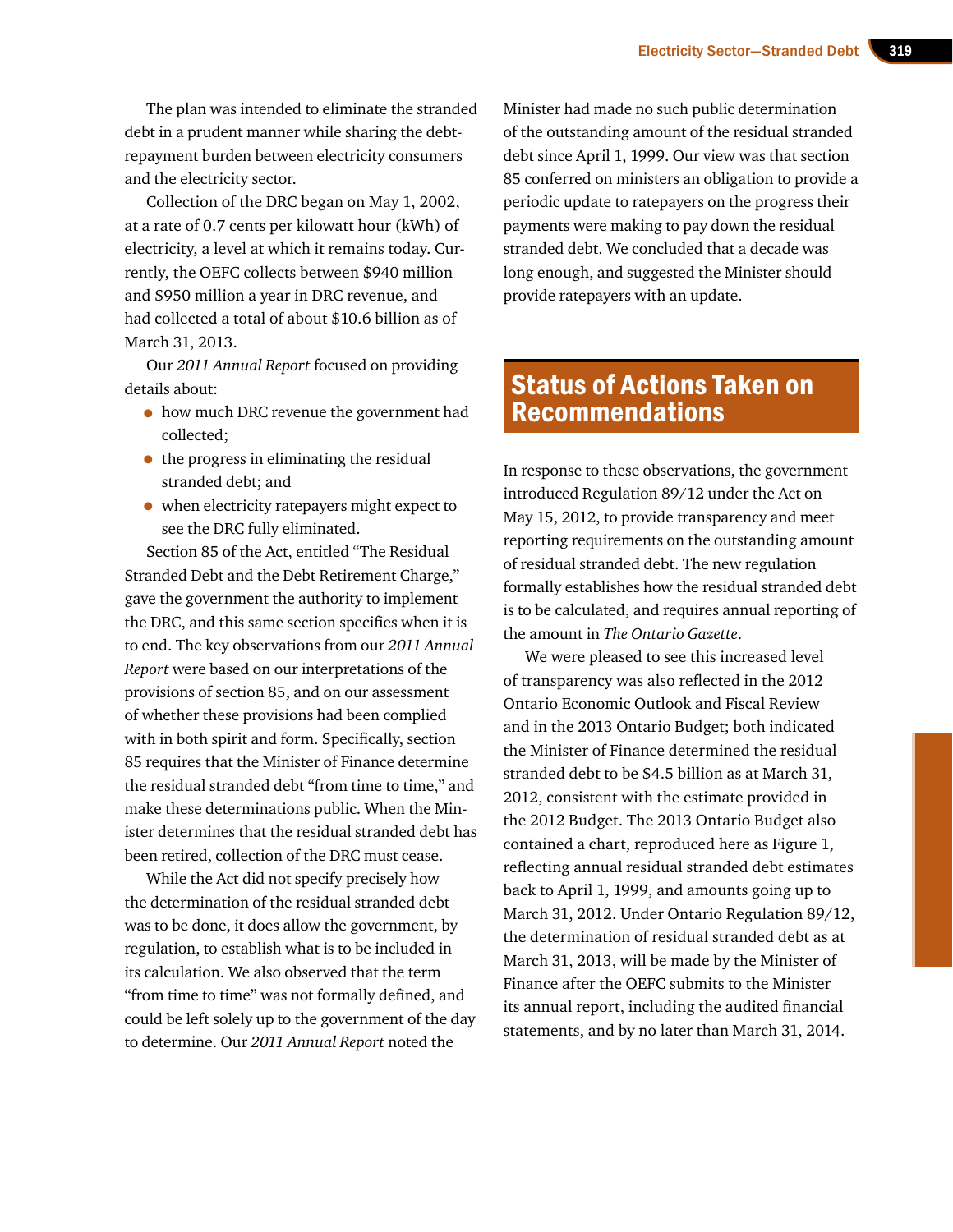The plan was intended to eliminate the stranded debt in a prudent manner while sharing the debt-repayment burden between electricity consumers and the electricity sector.

Collection of the DRC began on May 1, 2002, at a rate of 0.7 cents per kilowatt hour (kWh) of electricity, a level at which it remains today. Currently, the OEFC collects between $940 million and $950 million a year in DRC revenue, and had collected a total of about $10.6 billion as of March 31, 2013.

Our *2011 Annual Report* focused on providing details about:

- how much DRC revenue the government had collected;
- the progress in eliminating the residual stranded debt; and
- when electricity ratepayers might expect to see the DRC fully eliminated.

Section 85 of the Act, entitled "The Residual Stranded Debt and the Debt Retirement Charge," gave the government the authority to implement the DRC, and this same section specifies when it is to end. The key observations from our *2011 Annual Report* were based on our interpretations of the provisions of section 85, and on our assessment of whether these provisions had been complied with in both spirit and form. Specifically, section 85 requires that the Minister of Finance determine the residual stranded debt "from time to time," and make these determinations public. When the Minister determines that the residual stranded debt has been retired, collection of the DRC must cease.

While the Act did not specify precisely how the determination of the residual stranded debt was to be done, it does allow the government, by regulation, to establish what is to be included in its calculation. We also observed that the term "from time to time" was not formally defined, and could be left solely up to the government of the day to determine. Our *2011 Annual Report* noted the Minister had made no such public determination of the outstanding amount of the residual stranded debt since April 1, 1999. Our view was that section 85 conferred on ministers an obligation to provide a periodic update to ratepayers on the progress their payments were making to pay down the residual stranded debt. We concluded that a decade was long enough, and suggested the Minister should provide ratepayers with an update.

## Status of Actions Taken on Recommendations

In response to these observations, the government introduced Regulation 89/12 under the Act on May 15, 2012, to provide transparency and meet reporting requirements on the outstanding amount of residual stranded debt. The new regulation formally establishes how the residual stranded debt is to be calculated, and requires annual reporting of the amount in *The Ontario Gazette*.

We were pleased to see this increased level of transparency was also reflected in the 2012 Ontario Economic Outlook and Fiscal Review and in the 2013 Ontario Budget; both indicated the Minister of Finance determined the residual stranded debt to be $4.5 billion as at March 31, 2012, consistent with the estimate provided in the 2012 Budget. The 2013 Ontario Budget also contained a chart, reproduced here as Figure 1, reflecting annual residual stranded debt estimates back to April 1, 1999, and amounts going up to March 31, 2012. Under Ontario Regulation 89/12, the determination of residual stranded debt as at March 31, 2013, will be made by the Minister of Finance after the OEFC submits to the Minister its annual report, including the audited financial statements, and by no later than March 31, 2014.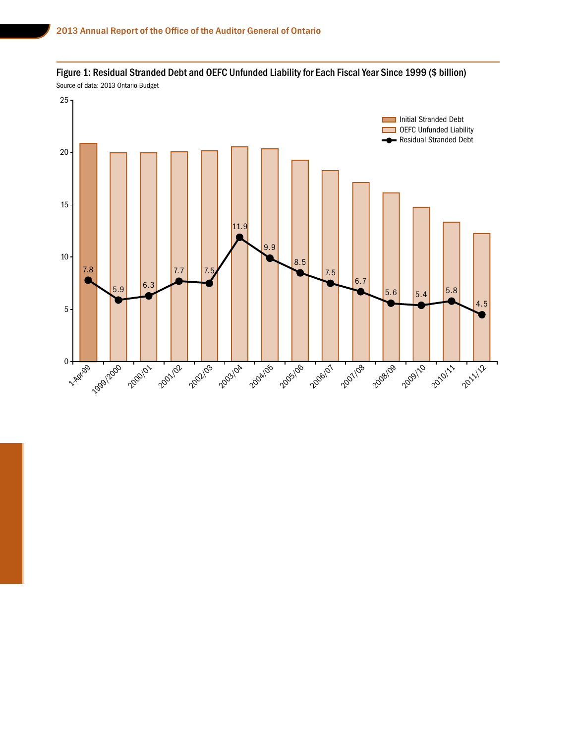Figure 1: Residual Stranded Debt and OEFC Unfunded Liability for Each Fiscal Year Since 1999 ($ billion)

Source of data: 2013 Ontario Budget

25
20
15
10
5
0

Initial Stranded Debt
OEFC Unfunded Liability
Residual Stranded Debt

7.8
5.9
6.3
7.7
7.5
11.9
9.9
8.5
7.5
6.7
5.6
5.4
5.8
4.5

1-Apr-99
1999/2000
2000/01
2001/02
2002/03
2003/04
2004/05
2005/06
2006/07
2007/08
2008/09
2009/10
2010/11
2011/12